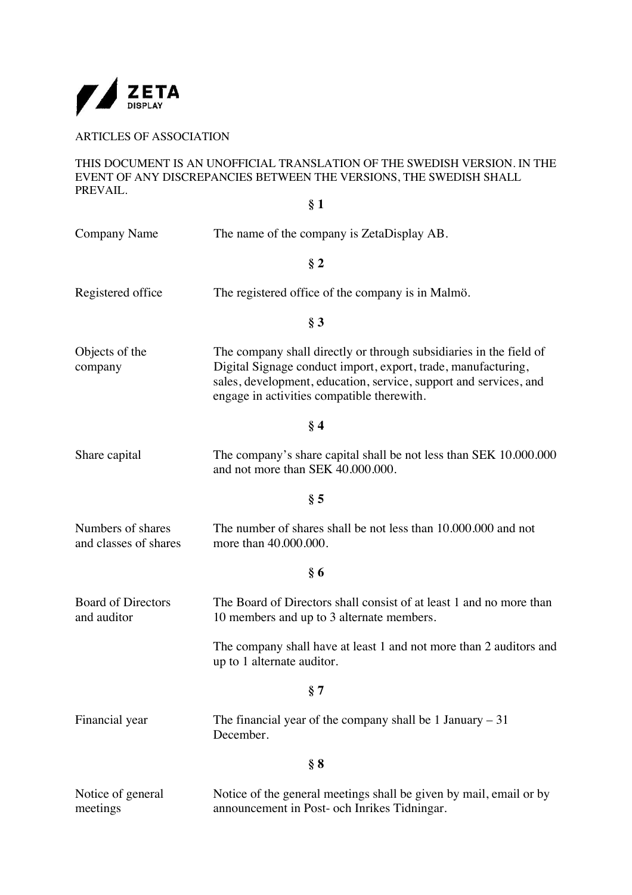ZETA DISPLAY

ARTICLES OF ASSOCIATION

THIS DOCUMENT IS AN UNOFFICIAL TRANSLATION OF THE SWEDISH VERSION. IN THE EVENT OF ANY DISCREPANCIES BETWEEN THE VERSIONS, THE SWEDISH SHALL PREVAIL.

**§ 1**

| | |
|---|---|
| Company Name | The name of the company is ZetaDisplay AB. |

**§ 2**

| | |
|---|---|
| Registered office | The registered office of the company is in Malmö. |

**§ 3**

| | |
|---|---|
| Objects of the company | The company shall directly or through subsidiaries in the field of Digital Signage conduct import, export, trade, manufacturing, sales, development, education, service, support and services, and engage in activities compatible therewith. |

**§ 4**

| | |
|---|---|
| Share capital | The company's share capital shall be not less than SEK 10.000.000 and not more than SEK 40.000.000. |

**§ 5**

| | |
|---|---|
| Numbers of shares and classes of shares | The number of shares shall be not less than 10.000.000 and not more than 40.000.000. |

**§ 6**

| | |
|---|---|
| Board of Directors and auditor | The Board of Directors shall consist of at least 1 and no more than 10 members and up to 3 alternate members. |
| | The company shall have at least 1 and not more than 2 auditors and up to 1 alternate auditor. |

**§ 7**

| | |
|---|---|
| Financial year | The financial year of the company shall be 1 January – 31 December. |

**§ 8**

| | |
|---|---|
| Notice of general meetings | Notice of the general meetings shall be given by mail, email or by announcement in Post- och Inrikes Tidningar. |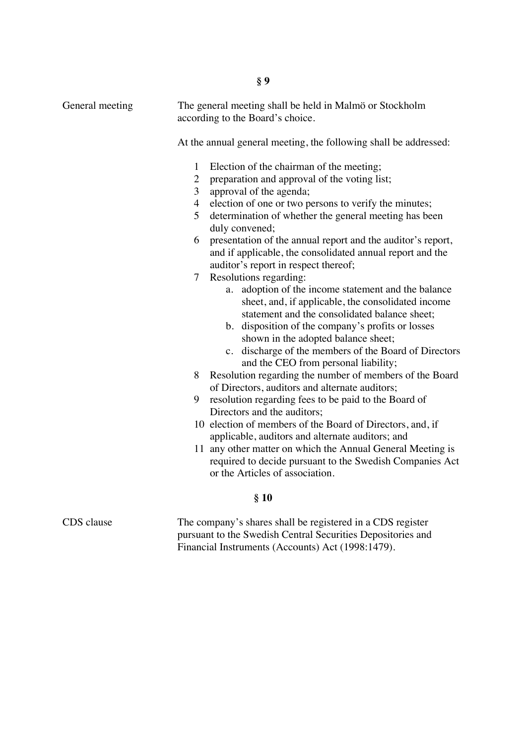**§ 9**

General meeting

The general meeting shall be held in Malmö or Stockholm according to the Board's choice.

At the annual general meeting, the following shall be addressed:

1. Election of the chairman of the meeting;
2. preparation and approval of the voting list;
3. approval of the agenda;
4. election of one or two persons to verify the minutes;
5. determination of whether the general meeting has been duly convened;
6. presentation of the annual report and the auditor's report, and if applicable, the consolidated annual report and the auditor's report in respect thereof;
7. Resolutions regarding:
    a. adoption of the income statement and the balance sheet, and, if applicable, the consolidated income statement and the consolidated balance sheet;
    b. disposition of the company's profits or losses shown in the adopted balance sheet;
    c. discharge of the members of the Board of Directors and the CEO from personal liability;
8. Resolution regarding the number of members of the Board of Directors, auditors and alternate auditors;
9. resolution regarding fees to be paid to the Board of Directors and the auditors;
10. election of members of the Board of Directors, and, if applicable, auditors and alternate auditors; and
11. any other matter on which the Annual General Meeting is required to decide pursuant to the Swedish Companies Act or the Articles of association.

**§ 10**

CDS clause

The company's shares shall be registered in a CDS register pursuant to the Swedish Central Securities Depositories and Financial Instruments (Accounts) Act (1998:1479).